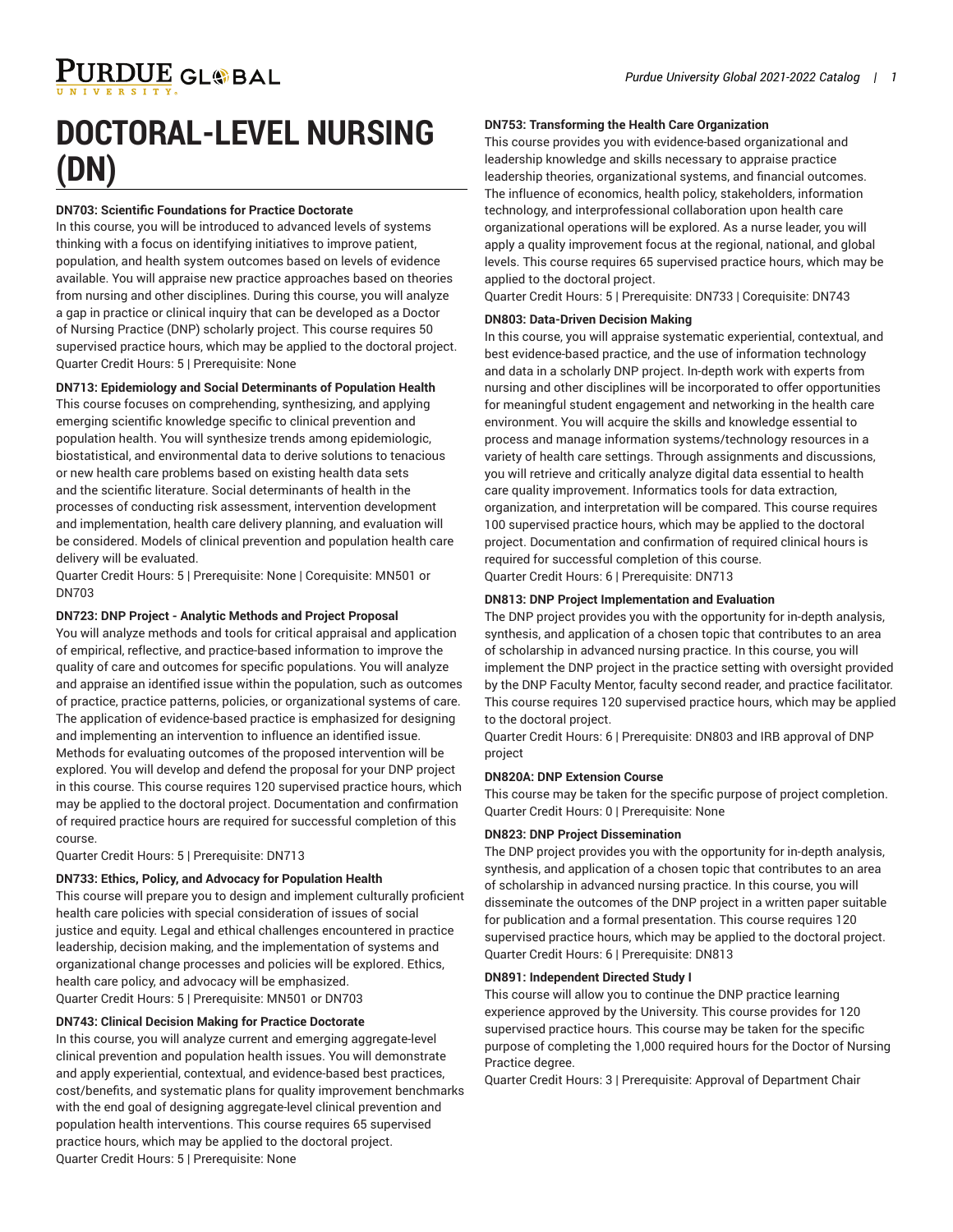# DOCTORAL-LEVEL NURSING (DN)

**DN703: Scientific Foundations for Practice Doctorate**

In this course, you will be introduced to advanced levels of systems thinking with a focus on identifying initiatives to improve patient, population, and health system outcomes based on levels of evidence available. You will appraise new practice approaches based on theories from nursing and other disciplines. During this course, you will analyze a gap in practice or clinical inquiry that can be developed as a Doctor of Nursing Practice (DNP) scholarly project. This course requires 50 supervised practice hours, which may be applied to the doctoral project.
Quarter Credit Hours: 5 | Prerequisite: None

**DN713: Epidemiology and Social Determinants of Population Health**

This course focuses on comprehending, synthesizing, and applying emerging scientific knowledge specific to clinical prevention and population health. You will synthesize trends among epidemiologic, biostatistical, and environmental data to derive solutions to tenacious or new health care problems based on existing health data sets and the scientific literature. Social determinants of health in the processes of conducting risk assessment, intervention development and implementation, health care delivery planning, and evaluation will be considered. Models of clinical prevention and population health care delivery will be evaluated.
Quarter Credit Hours: 5 | Prerequisite: None | Corequisite: MN501 or DN703

**DN723: DNP Project - Analytic Methods and Project Proposal**

You will analyze methods and tools for critical appraisal and application of empirical, reflective, and practice-based information to improve the quality of care and outcomes for specific populations. You will analyze and appraise an identified issue within the population, such as outcomes of practice, practice patterns, policies, or organizational systems of care. The application of evidence-based practice is emphasized for designing and implementing an intervention to influence an identified issue. Methods for evaluating outcomes of the proposed intervention will be explored. You will develop and defend the proposal for your DNP project in this course. This course requires 120 supervised practice hours, which may be applied to the doctoral project. Documentation and confirmation of required practice hours are required for successful completion of this course.
Quarter Credit Hours: 5 | Prerequisite: DN713

**DN733: Ethics, Policy, and Advocacy for Population Health**

This course will prepare you to design and implement culturally proficient health care policies with special consideration of issues of social justice and equity. Legal and ethical challenges encountered in practice leadership, decision making, and the implementation of systems and organizational change processes and policies will be explored. Ethics, health care policy, and advocacy will be emphasized.
Quarter Credit Hours: 5 | Prerequisite: MN501 or DN703

**DN743: Clinical Decision Making for Practice Doctorate**

In this course, you will analyze current and emerging aggregate-level clinical prevention and population health issues. You will demonstrate and apply experiential, contextual, and evidence-based best practices, cost/benefits, and systematic plans for quality improvement benchmarks with the end goal of designing aggregate-level clinical prevention and population health interventions. This course requires 65 supervised practice hours, which may be applied to the doctoral project.
Quarter Credit Hours: 5 | Prerequisite: None

**DN753: Transforming the Health Care Organization**

This course provides you with evidence-based organizational and leadership knowledge and skills necessary to appraise practice leadership theories, organizational systems, and financial outcomes. The influence of economics, health policy, stakeholders, information technology, and interprofessional collaboration upon health care organizational operations will be explored. As a nurse leader, you will apply a quality improvement focus at the regional, national, and global levels. This course requires 65 supervised practice hours, which may be applied to the doctoral project.
Quarter Credit Hours: 5 | Prerequisite: DN733 | Corequisite: DN743

**DN803: Data-Driven Decision Making**

In this course, you will appraise systematic experiential, contextual, and best evidence-based practice, and the use of information technology and data in a scholarly DNP project. In-depth work with experts from nursing and other disciplines will be incorporated to offer opportunities for meaningful student engagement and networking in the health care environment. You will acquire the skills and knowledge essential to process and manage information systems/technology resources in a variety of health care settings. Through assignments and discussions, you will retrieve and critically analyze digital data essential to health care quality improvement. Informatics tools for data extraction, organization, and interpretation will be compared. This course requires 100 supervised practice hours, which may be applied to the doctoral project. Documentation and confirmation of required clinical hours is required for successful completion of this course.
Quarter Credit Hours: 6 | Prerequisite: DN713

**DN813: DNP Project Implementation and Evaluation**

The DNP project provides you with the opportunity for in-depth analysis, synthesis, and application of a chosen topic that contributes to an area of scholarship in advanced nursing practice. In this course, you will implement the DNP project in the practice setting with oversight provided by the DNP Faculty Mentor, faculty second reader, and practice facilitator. This course requires 120 supervised practice hours, which may be applied to the doctoral project.
Quarter Credit Hours: 6 | Prerequisite: DN803 and IRB approval of DNP project

**DN820A: DNP Extension Course**

This course may be taken for the specific purpose of project completion.
Quarter Credit Hours: 0 | Prerequisite: None

**DN823: DNP Project Dissemination**

The DNP project provides you with the opportunity for in-depth analysis, synthesis, and application of a chosen topic that contributes to an area of scholarship in advanced nursing practice. In this course, you will disseminate the outcomes of the DNP project in a written paper suitable for publication and a formal presentation. This course requires 120 supervised practice hours, which may be applied to the doctoral project.
Quarter Credit Hours: 6 | Prerequisite: DN813

**DN891: Independent Directed Study I**

This course will allow you to continue the DNP practice learning experience approved by the University. This course provides for 120 supervised practice hours. This course may be taken for the specific purpose of completing the 1,000 required hours for the Doctor of Nursing Practice degree.
Quarter Credit Hours: 3 | Prerequisite: Approval of Department Chair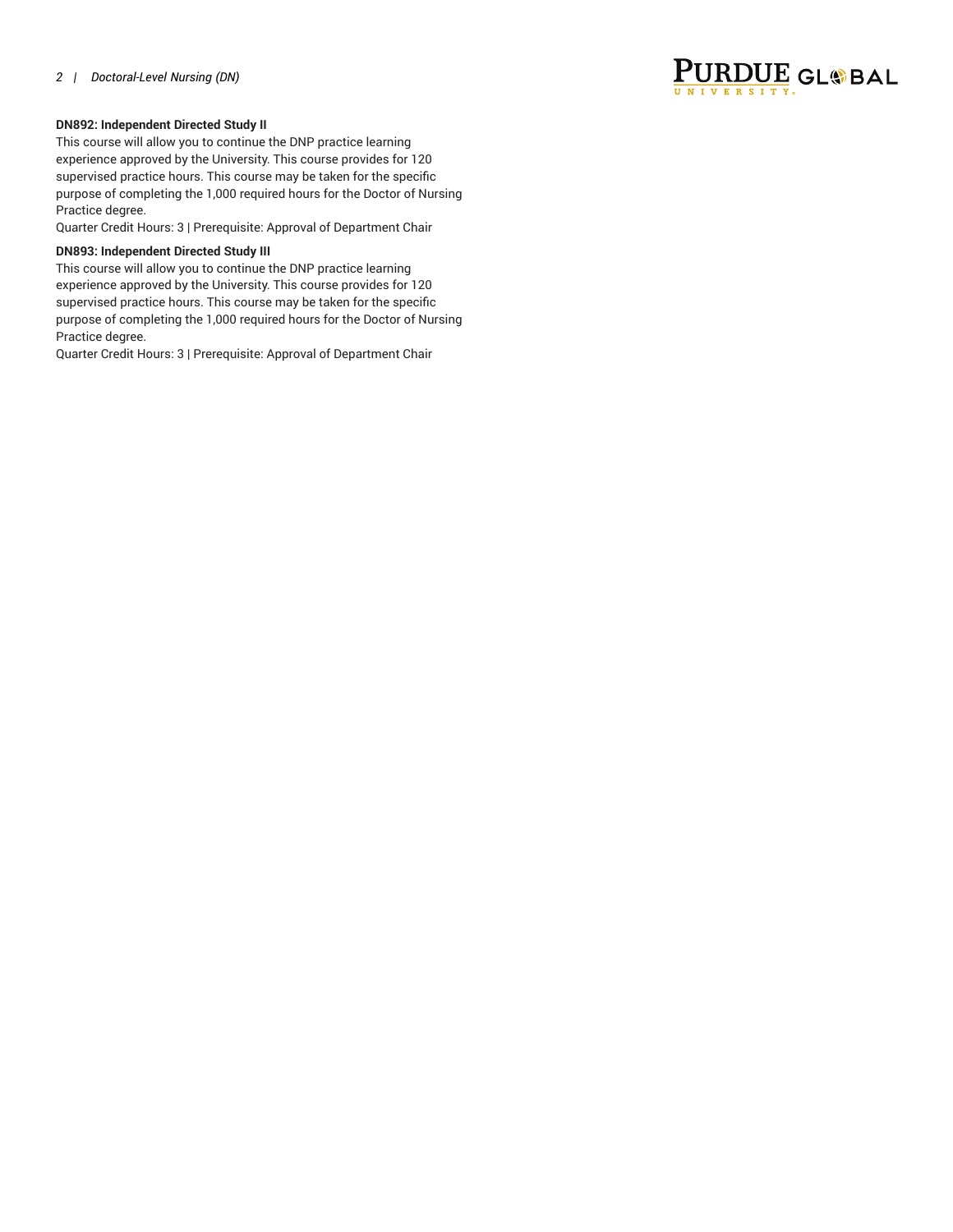**DN892: Independent Directed Study II**

This course will allow you to continue the DNP practice learning experience approved by the University. This course provides for 120 supervised practice hours. This course may be taken for the specific purpose of completing the 1,000 required hours for the Doctor of Nursing Practice degree.

Quarter Credit Hours: 3 | Prerequisite: Approval of Department Chair

**DN893: Independent Directed Study III**

This course will allow you to continue the DNP practice learning experience approved by the University. This course provides for 120 supervised practice hours. This course may be taken for the specific purpose of completing the 1,000 required hours for the Doctor of Nursing Practice degree.

Quarter Credit Hours: 3 | Prerequisite: Approval of Department Chair